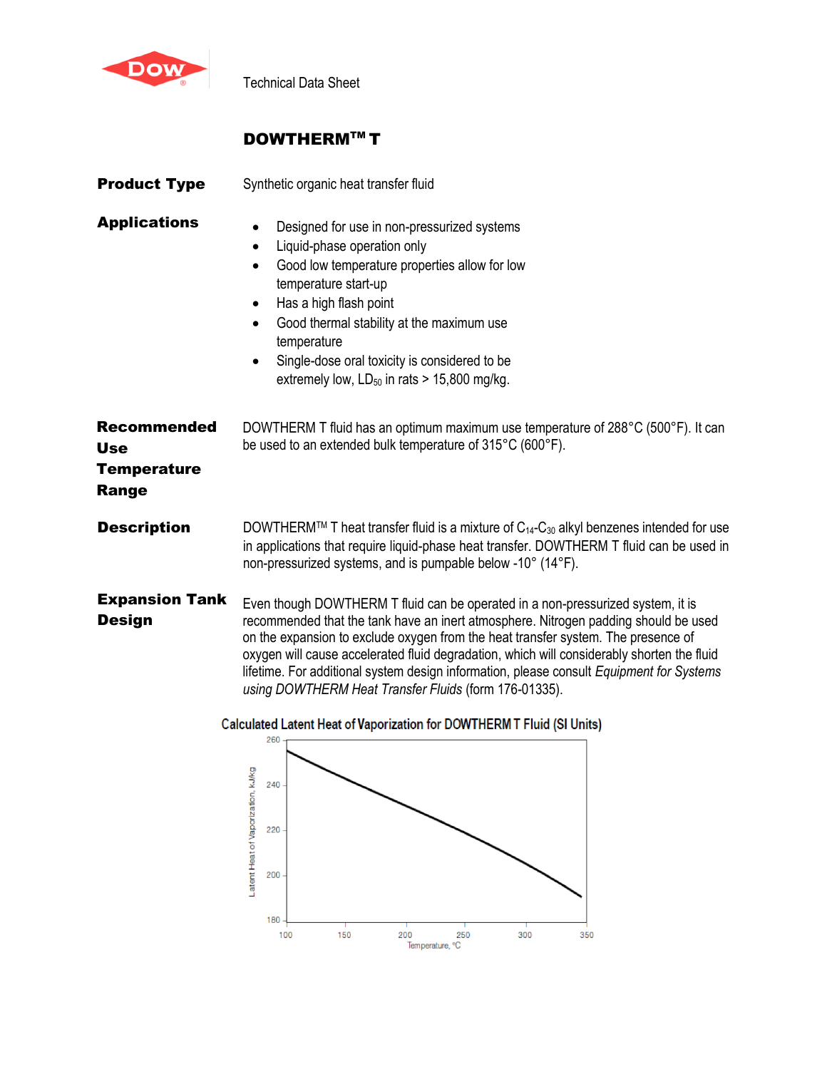Technical Data Sheet

# DOWTHERM™ T

**Product Type**

Synthetic organic heat transfer fluid

**Applications**

- Designed for use in non-pressurized systems
- Liquid-phase operation only
- Good low temperature properties allow for low temperature start-up
- Has a high flash point
- Good thermal stability at the maximum use temperature
- Single-dose oral toxicity is considered to be extremely low, $LD_{50}$ in rats > 15,800 mg/kg.

**Recommended Use Temperature Range**

DOWTHERM T fluid has an optimum maximum use temperature of 288°C (500°F). It can be used to an extended bulk temperature of 315°C (600°F).

**Description**

DOWTHERM™ T heat transfer fluid is a mixture of $C_{14}$-$C_{30}$ alkyl benzenes intended for use in applications that require liquid-phase heat transfer. DOWTHERM T fluid can be used in non-pressurized systems, and is pumpable below -10° (14°F).

**Expansion Tank Design**

Even though DOWTHERM T fluid can be operated in a non-pressurized system, it is recommended that the tank have an inert atmosphere. Nitrogen padding should be used on the expansion to exclude oxygen from the heat transfer system. The presence of oxygen will cause accelerated fluid degradation, which will considerably shorten the fluid lifetime. For additional system design information, please consult *Equipment for Systems using DOWTHERM Heat Transfer Fluids* (form 176-01335).

Calculated Latent Heat of Vaporization for DOWTHERM T Fluid (SI Units)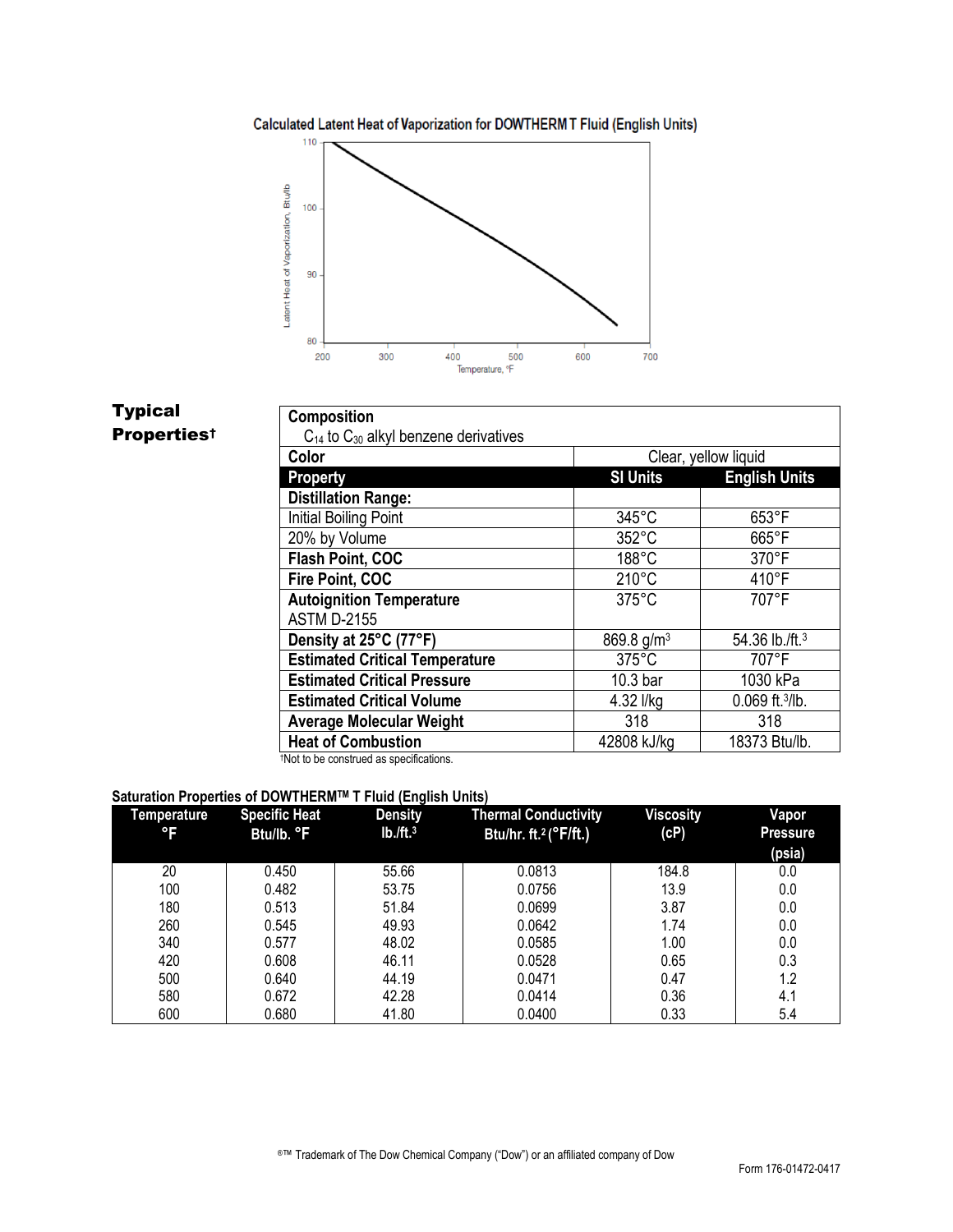Calculated Latent Heat of Vaporization for DOWTHERM T Fluid (English Units)

## Typical Properties†

| Composition | | |
|---|---|---|
| $C_{14}$ to $C_{30}$ alkyl benzene derivatives | | |
| **Color** | Clear, yellow liquid | |
| **Property** | **SI Units** | **English Units** |
| **Distillation Range:** | | |
| Initial Boiling Point | 345°C | 653°F |
| 20% by Volume | 352°C | 665°F |
| **Flash Point, COC** | 188°C | 370°F |
| **Fire Point, COC** | 210°C | 410°F |
| **Autoignition Temperature** ASTM D-2155 | 375°C | 707°F |
| **Density at 25°C (77°F)** | 869.8 g/m$^3$ | 54.36 lb./ft.$^3$ |
| **Estimated Critical Temperature** | 375°C | 707°F |
| **Estimated Critical Pressure** | 10.3 bar | 1030 kPa |
| **Estimated Critical Volume** | 4.32 l/kg | 0.069 ft.$^3$/lb. |
| **Average Molecular Weight** | 318 | 318 |
| **Heat of Combustion** | 42808 kJ/kg | 18373 Btu/lb. |

†Not to be construed as specifications.

**Saturation Properties of DOWTHERM™ T Fluid (English Units)**

| Temperature °F | Specific Heat Btu/lb. °F | Density lb./ft.$^3$ | Thermal Conductivity Btu/hr. ft.$^2$ (°F/ft.) | Viscosity (cP) | Vapor Pressure (psia) |
|---|---|---|---|---|---|
| 20 | 0.450 | 55.66 | 0.0813 | 184.8 | 0.0 |
| 100 | 0.482 | 53.75 | 0.0756 | 13.9 | 0.0 |
| 180 | 0.513 | 51.84 | 0.0699 | 3.87 | 0.0 |
| 260 | 0.545 | 49.93 | 0.0642 | 1.74 | 0.0 |
| 340 | 0.577 | 48.02 | 0.0585 | 1.00 | 0.0 |
| 420 | 0.608 | 46.11 | 0.0528 | 0.65 | 0.3 |
| 500 | 0.640 | 44.19 | 0.0471 | 0.47 | 1.2 |
| 580 | 0.672 | 42.28 | 0.0414 | 0.36 | 4.1 |
| 600 | 0.680 | 41.80 | 0.0400 | 0.33 | 5.4 |

®™ Trademark of The Dow Chemical Company ("Dow") or an affiliated company of Dow

Form 176-01472-0417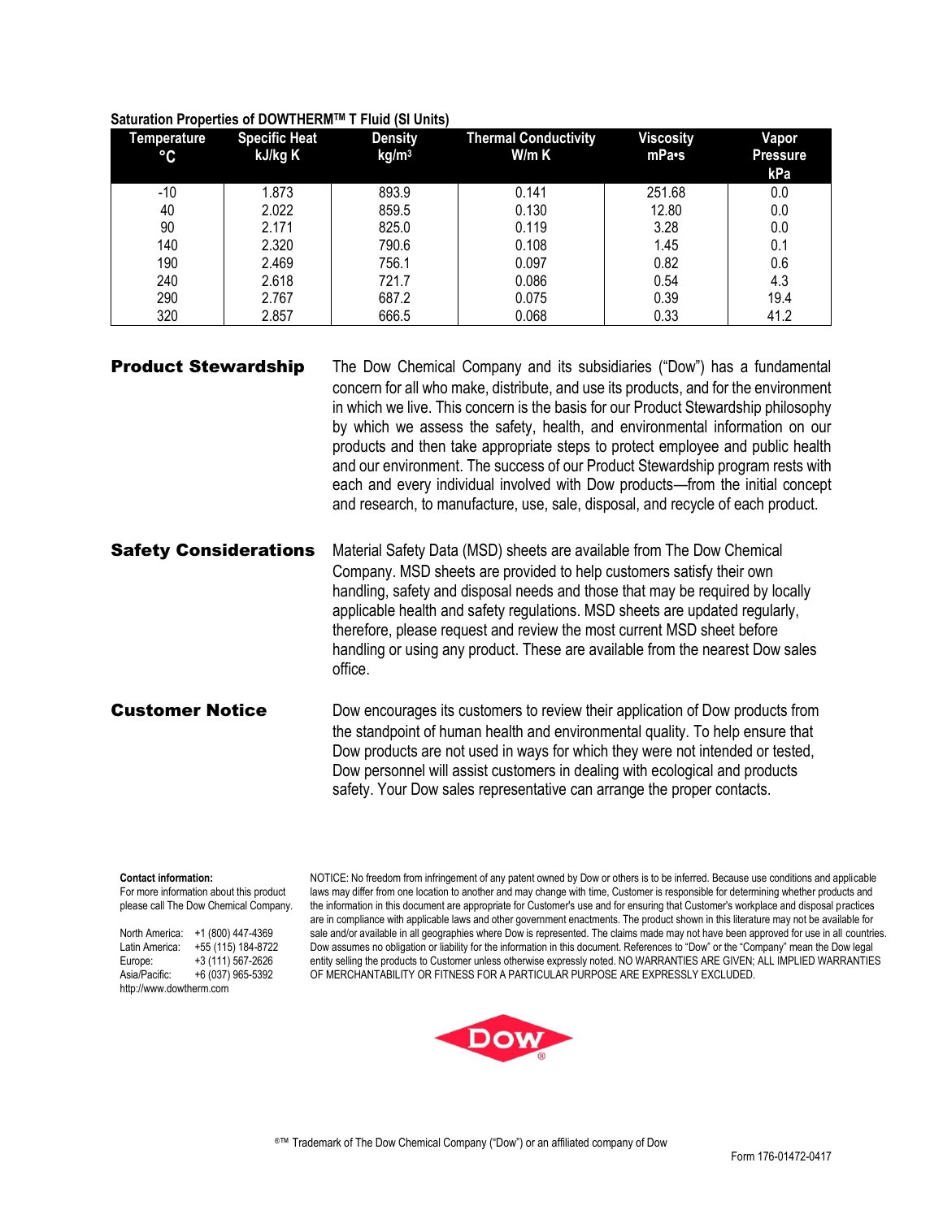**Saturation Properties of DOWTHERM™ T Fluid (SI Units)**

| Temperature °C | Specific Heat kJ/kg K | Density kg/m³ | Thermal Conductivity W/m K | Viscosity mPa•s | Vapor Pressure kPa |
|---|---|---|---|---|---|
| -10 | 1.873 | 893.9 | 0.141 | 251.68 | 0.0 |
| 40 | 2.022 | 859.5 | 0.130 | 12.80 | 0.0 |
| 90 | 2.171 | 825.0 | 0.119 | 3.28 | 0.0 |
| 140 | 2.320 | 790.6 | 0.108 | 1.45 | 0.1 |
| 190 | 2.469 | 756.1 | 0.097 | 0.82 | 0.6 |
| 240 | 2.618 | 721.7 | 0.086 | 0.54 | 4.3 |
| 290 | 2.767 | 687.2 | 0.075 | 0.39 | 19.4 |
| 320 | 2.857 | 666.5 | 0.068 | 0.33 | 41.2 |

## Product Stewardship

The Dow Chemical Company and its subsidiaries ("Dow") has a fundamental concern for all who make, distribute, and use its products, and for the environment in which we live. This concern is the basis for our Product Stewardship philosophy by which we assess the safety, health, and environmental information on our products and then take appropriate steps to protect employee and public health and our environment. The success of our Product Stewardship program rests with each and every individual involved with Dow products—from the initial concept and research, to manufacture, use, sale, disposal, and recycle of each product.

## Safety Considerations

Material Safety Data (MSD) sheets are available from The Dow Chemical Company. MSD sheets are provided to help customers satisfy their own handling, safety and disposal needs and those that may be required by locally applicable health and safety regulations. MSD sheets are updated regularly, therefore, please request and review the most current MSD sheet before handling or using any product. These are available from the nearest Dow sales office.

## Customer Notice

Dow encourages its customers to review their application of Dow products from the standpoint of human health and environmental quality. To help ensure that Dow products are not used in ways for which they were not intended or tested, Dow personnel will assist customers in dealing with ecological and products safety. Your Dow sales representative can arrange the proper contacts.

**Contact information:**
For more information about this product please call The Dow Chemical Company.

North America: +1 (800) 447-4369
Latin America: +55 (115) 184-8722
Europe: +3 (111) 567-2626
Asia/Pacific: +6 (037) 965-5392
http://www.dowtherm.com

NOTICE: No freedom from infringement of any patent owned by Dow or others is to be inferred. Because use conditions and applicable laws may differ from one location to another and may change with time, Customer is responsible for determining whether products and the information in this document are appropriate for Customer's use and for ensuring that Customer's workplace and disposal practices are in compliance with applicable laws and other government enactments. The product shown in this literature may not be available for sale and/or available in all geographies where Dow is represented. The claims made may not have been approved for use in all countries. Dow assumes no obligation or liability for the information in this document. References to "Dow" or the "Company" mean the Dow legal entity selling the products to Customer unless otherwise expressly noted. NO WARRANTIES ARE GIVEN; ALL IMPLIED WARRANTIES OF MERCHANTABILITY OR FITNESS FOR A PARTICULAR PURPOSE ARE EXPRESSLY EXCLUDED.

DOW®

®™ Trademark of The Dow Chemical Company ("Dow") or an affiliated company of Dow

Form 176-01472-0417